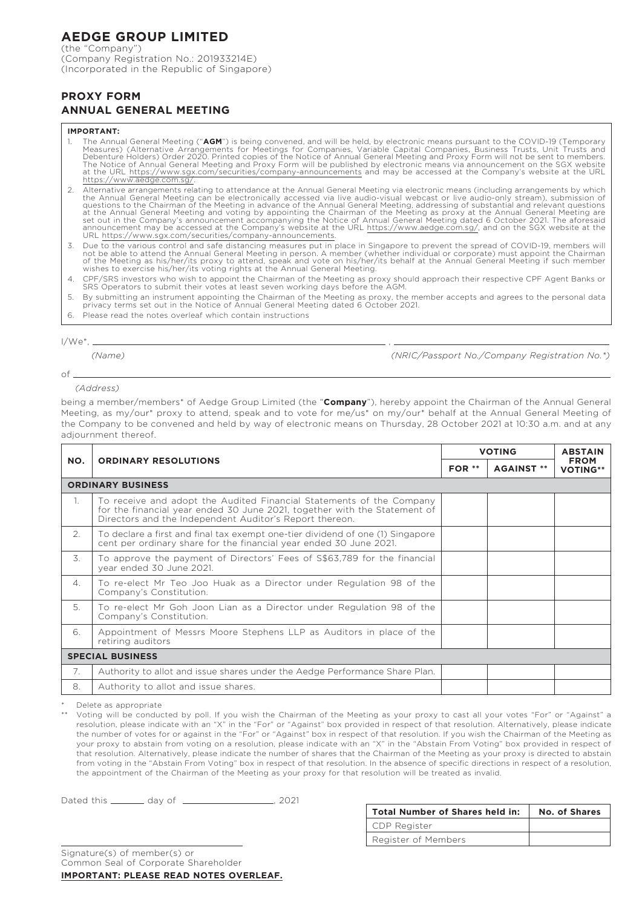# AEDGE GROUP LIMITED

(the "Company")
(Company Registration No.: 201933214E)
(Incorporated in the Republic of Singapore)

## PROXY FORM
## ANNUAL GENERAL MEETING

**IMPORTANT:**

1. The Annual General Meeting ("**AGM**") is being convened, and will be held, by electronic means pursuant to the COVID-19 (Temporary Measures) (Alternative Arrangements for Meetings for Companies, Variable Capital Companies, Business Trusts, Unit Trusts and Debenture Holders) Order 2020. Printed copies of the Notice of Annual General Meeting and Proxy Form will not be sent to members. The Notice of Annual General Meeting and Proxy Form will be published by electronic means via announcement on the SGX website at the URL https://www.sgx.com/securities/company-announcements and may be accessed at the Company's website at the URL https://www.aedge.com.sg/.
2. Alternative arrangements relating to attendance at the Annual General Meeting via electronic means (including arrangements by which the Annual General Meeting can be electronically accessed via live audio-visual webcast or live audio-only stream), submission of questions to the Chairman of the Meeting in advance of the Annual General Meeting, addressing of substantial and relevant questions at the Annual General Meeting and voting by appointing the Chairman of the Meeting as proxy at the Annual General Meeting are set out in the Company's announcement accompanying the Notice of Annual General Meeting dated 6 October 2021. The aforesaid announcement may be accessed at the Company's website at the URL https://www.aedge.com.sg/, and on the SGX website at the URL https://www.sgx.com/securities/company-announcements.
3. Due to the various control and safe distancing measures put in place in Singapore to prevent the spread of COVID-19, members will not be able to attend the Annual General Meeting in person. A member (whether individual or corporate) must appoint the Chairman of the Meeting as his/her/its proxy to attend, speak and vote on his/her/its behalf at the Annual General Meeting if such member wishes to exercise his/her/its voting rights at the Annual General Meeting.
4. CPF/SRS investors who wish to appoint the Chairman of the Meeting as proxy should approach their respective CPF Agent Banks or SRS Operators to submit their votes at least seven working days before the AGM.
5. By submitting an instrument appointing the Chairman of the Meeting as proxy, the member accepts and agrees to the personal data privacy terms set out in the Notice of Annual General Meeting dated 6 October 2021.
6. Please read the notes overleaf which contain instructions

I/We*, ______________________________ , ______________________________
*(Name)* *(NRIC/Passport No./Company Registration No.*)*

of ______________________________
*(Address)*

being a member/members* of Aedge Group Limited (the "**Company**"), hereby appoint the Chairman of the Annual General Meeting, as my/our* proxy to attend, speak and to vote for me/us* on my/our* behalf at the Annual General Meeting of the Company to be convened and held by way of electronic means on Thursday, 28 October 2021 at 10:30 a.m. and at any adjournment thereof.

| NO. | ORDINARY RESOLUTIONS | VOTING | | ABSTAIN FROM VOTING** |
|---|---|---|---|---|
| | | FOR ** | AGAINST ** | |
| **ORDINARY BUSINESS** | | | | |
| 1. | To receive and adopt the Audited Financial Statements of the Company for the financial year ended 30 June 2021, together with the Statement of Directors and the Independent Auditor's Report thereon. | | | |
| 2. | To declare a first and final tax exempt one-tier dividend of one (1) Singapore cent per ordinary share for the financial year ended 30 June 2021. | | | |
| 3. | To approve the payment of Directors' Fees of S$63,789 for the financial year ended 30 June 2021. | | | |
| 4. | To re-elect Mr Teo Joo Huak as a Director under Regulation 98 of the Company's Constitution. | | | |
| 5. | To re-elect Mr Goh Joon Lian as a Director under Regulation 98 of the Company's Constitution. | | | |
| 6. | Appointment of Messrs Moore Stephens LLP as Auditors in place of the retiring auditors | | | |
| **SPECIAL BUSINESS** | | | | |
| 7. | Authority to allot and issue shares under the Aedge Performance Share Plan. | | | |
| 8. | Authority to allot and issue shares. | | | |

\* Delete as appropriate

** Voting will be conducted by poll. If you wish the Chairman of the Meeting as your proxy to cast all your votes "For" or "Against" a resolution, please indicate with an "X" in the "For" or "Against" box provided in respect of that resolution. Alternatively, please indicate the number of votes for or against in the "For" or "Against" box in respect of that resolution. If you wish the Chairman of the Meeting as your proxy to abstain from voting on a resolution, please indicate with an "X" in the "Abstain From Voting" box provided in respect of that resolution. Alternatively, please indicate the number of shares that the Chairman of the Meeting as your proxy is directed to abstain from voting in the "Abstain From Voting" box in respect of that resolution. In the absence of specific directions in respect of a resolution, the appointment of the Chairman of the Meeting as your proxy for that resolution will be treated as invalid.

Dated this ________ day of ____________________, 2021

| Total Number of Shares held in: | No. of Shares |
|---|---|
| CDP Register | |
| Register of Members | |

______________________________
Signature(s) of member(s) or
Common Seal of Corporate Shareholder

**IMPORTANT: PLEASE READ NOTES OVERLEAF.**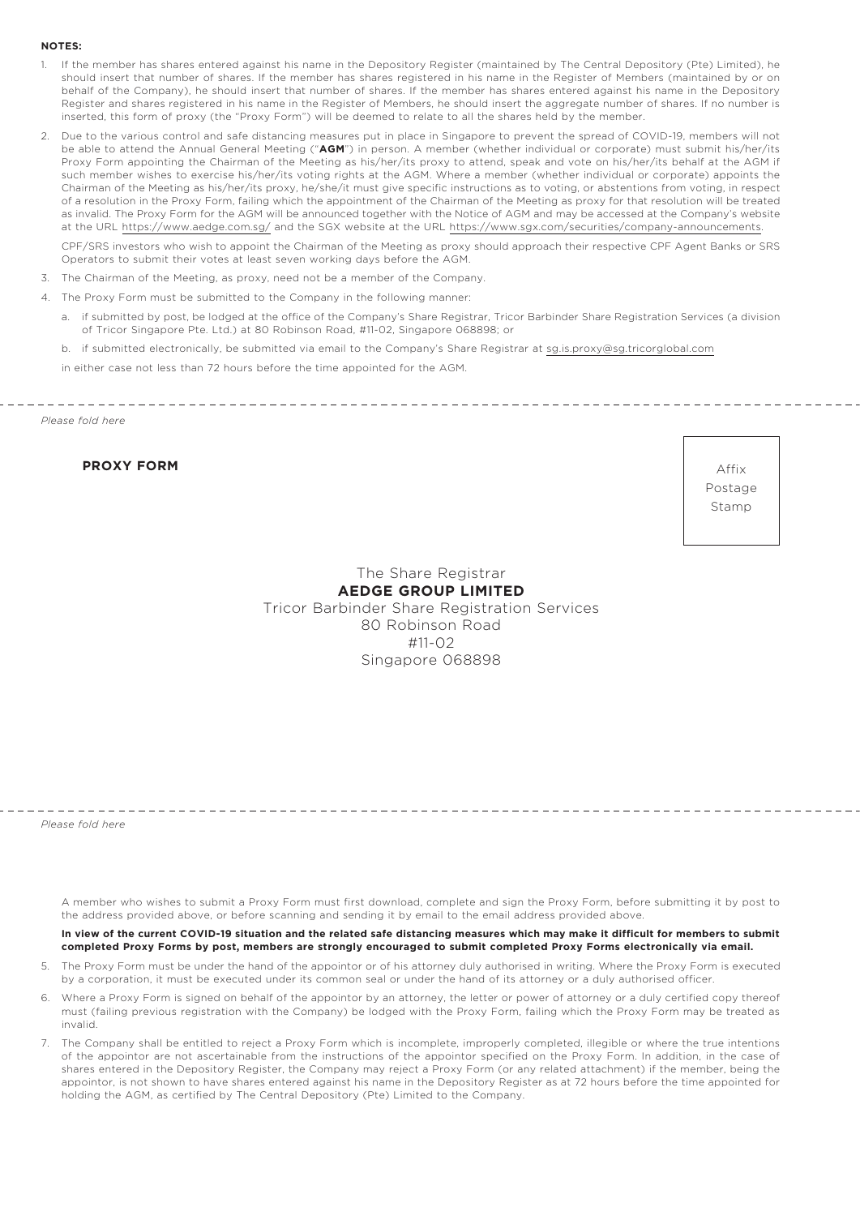**NOTES:**

1. If the member has shares entered against his name in the Depository Register (maintained by The Central Depository (Pte) Limited), he should insert that number of shares. If the member has shares registered in his name in the Register of Members (maintained by or on behalf of the Company), he should insert that number of shares. If the member has shares entered against his name in the Depository Register and shares registered in his name in the Register of Members, he should insert the aggregate number of shares. If no number is inserted, this form of proxy (the "Proxy Form") will be deemed to relate to all the shares held by the member.

2. Due to the various control and safe distancing measures put in place in Singapore to prevent the spread of COVID-19, members will not be able to attend the Annual General Meeting ("**AGM**") in person. A member (whether individual or corporate) must submit his/her/its Proxy Form appointing the Chairman of the Meeting as his/her/its proxy to attend, speak and vote on his/her/its behalf at the AGM if such member wishes to exercise his/her/its voting rights at the AGM. Where a member (whether individual or corporate) appoints the Chairman of the Meeting as his/her/its proxy, he/she/it must give specific instructions as to voting, or abstentions from voting, in respect of a resolution in the Proxy Form, failing which the appointment of the Chairman of the Meeting as proxy for that resolution will be treated as invalid. The Proxy Form for the AGM will be announced together with the Notice of AGM and may be accessed at the Company's website at the URL https://www.aedge.com.sg/ and the SGX website at the URL https://www.sgx.com/securities/company-announcements.

   CPF/SRS investors who wish to appoint the Chairman of the Meeting as proxy should approach their respective CPF Agent Banks or SRS Operators to submit their votes at least seven working days before the AGM.

3. The Chairman of the Meeting, as proxy, need not be a member of the Company.

4. The Proxy Form must be submitted to the Company in the following manner:

   a. if submitted by post, be lodged at the office of the Company's Share Registrar, Tricor Barbinder Share Registration Services (a division of Tricor Singapore Pte. Ltd.) at 80 Robinson Road, #11-02, Singapore 068898; or

   b. if submitted electronically, be submitted via email to the Company's Share Registrar at sg.is.proxy@sg.tricorglobal.com

   in either case not less than 72 hours before the time appointed for the AGM.

*Please fold here*

**PROXY FORM**

Affix Postage Stamp

The Share Registrar
**AEDGE GROUP LIMITED**
Tricor Barbinder Share Registration Services
80 Robinson Road
#11-02
Singapore 068898

*Please fold here*

A member who wishes to submit a Proxy Form must first download, complete and sign the Proxy Form, before submitting it by post to the address provided above, or before scanning and sending it by email to the email address provided above.

**In view of the current COVID-19 situation and the related safe distancing measures which may make it difficult for members to submit completed Proxy Forms by post, members are strongly encouraged to submit completed Proxy Forms electronically via email.**

5. The Proxy Form must be under the hand of the appointor or of his attorney duly authorised in writing. Where the Proxy Form is executed by a corporation, it must be executed under its common seal or under the hand of its attorney or a duly authorised officer.

6. Where a Proxy Form is signed on behalf of the appointor by an attorney, the letter or power of attorney or a duly certified copy thereof must (failing previous registration with the Company) be lodged with the Proxy Form, failing which the Proxy Form may be treated as invalid.

7. The Company shall be entitled to reject a Proxy Form which is incomplete, improperly completed, illegible or where the true intentions of the appointor are not ascertainable from the instructions of the appointor specified on the Proxy Form. In addition, in the case of shares entered in the Depository Register, the Company may reject a Proxy Form (or any related attachment) if the member, being the appointor, is not shown to have shares entered against his name in the Depository Register as at 72 hours before the time appointed for holding the AGM, as certified by The Central Depository (Pte) Limited to the Company.